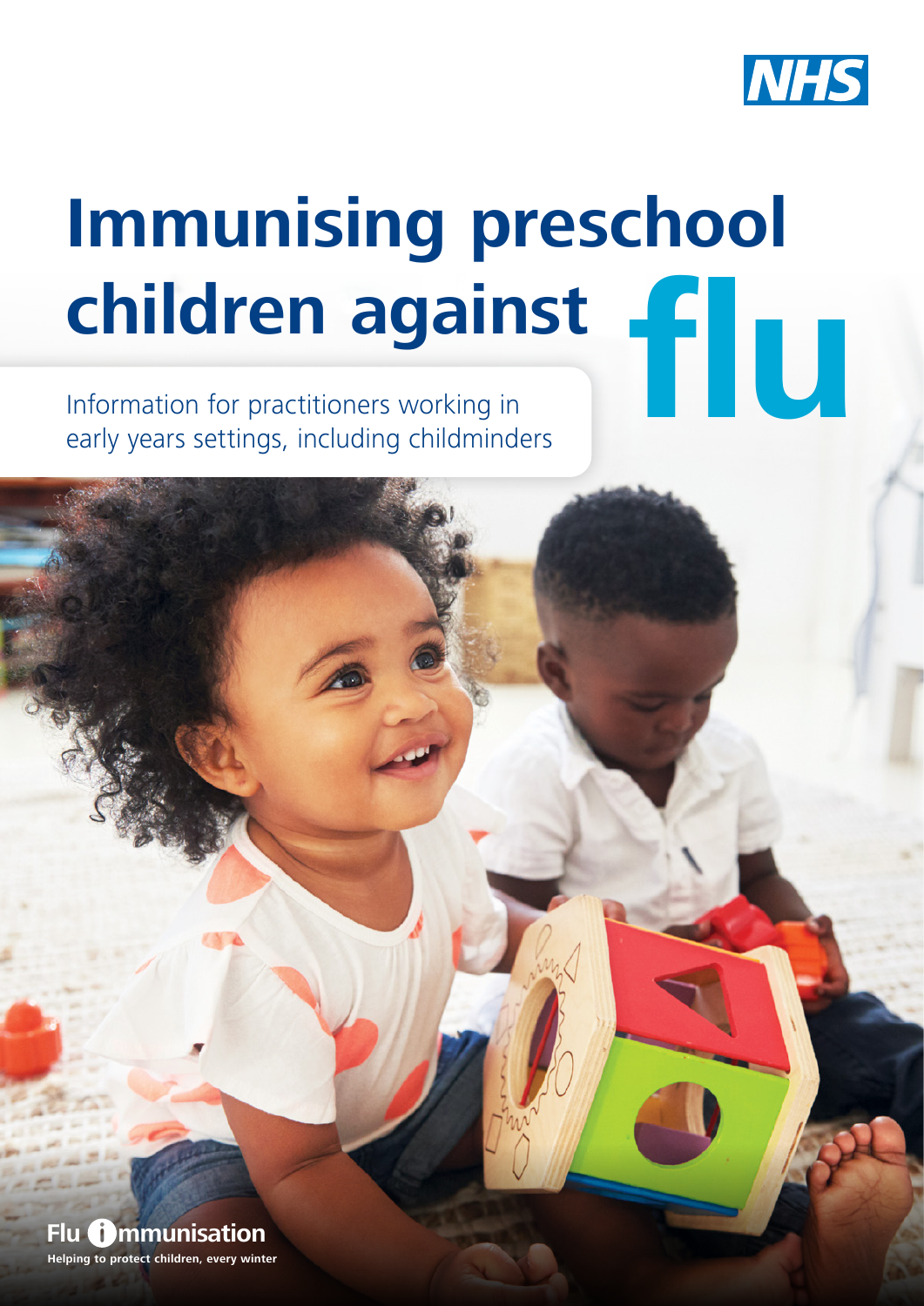NHS

# Immunising preschool children against flu

Information for practitioners working in early years settings, including childminders

Flu immunisation

Helping to protect children, every winter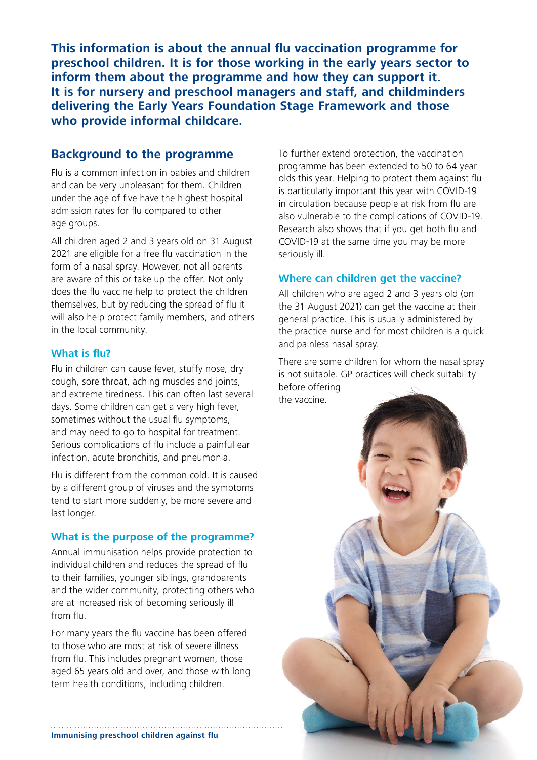**This information is about the annual flu vaccination programme for preschool children. It is for those working in the early years sector to inform them about the programme and how they can support it. It is for nursery and preschool managers and staff, and childminders delivering the Early Years Foundation Stage Framework and those who provide informal childcare.**

## Background to the programme

Flu is a common infection in babies and children and can be very unpleasant for them. Children under the age of five have the highest hospital admission rates for flu compared to other age groups.

All children aged 2 and 3 years old on 31 August 2021 are eligible for a free flu vaccination in the form of a nasal spray. However, not all parents are aware of this or take up the offer. Not only does the flu vaccine help to protect the children themselves, but by reducing the spread of flu it will also help protect family members, and others in the local community.

### What is flu?

Flu in children can cause fever, stuffy nose, dry cough, sore throat, aching muscles and joints, and extreme tiredness. This can often last several days. Some children can get a very high fever, sometimes without the usual flu symptoms, and may need to go to hospital for treatment. Serious complications of flu include a painful ear infection, acute bronchitis, and pneumonia.

Flu is different from the common cold. It is caused by a different group of viruses and the symptoms tend to start more suddenly, be more severe and last longer.

### What is the purpose of the programme?

Annual immunisation helps provide protection to individual children and reduces the spread of flu to their families, younger siblings, grandparents and the wider community, protecting others who are at increased risk of becoming seriously ill from flu.

For many years the flu vaccine has been offered to those who are most at risk of severe illness from flu. This includes pregnant women, those aged 65 years old and over, and those with long term health conditions, including children.

To further extend protection, the vaccination programme has been extended to 50 to 64 year olds this year. Helping to protect them against flu is particularly important this year with COVID-19 in circulation because people at risk from flu are also vulnerable to the complications of COVID-19. Research also shows that if you get both flu and COVID-19 at the same time you may be more seriously ill.

### Where can children get the vaccine?

All children who are aged 2 and 3 years old (on the 31 August 2021) can get the vaccine at their general practice. This is usually administered by the practice nurse and for most children is a quick and painless nasal spray.

There are some children for whom the nasal spray is not suitable. GP practices will check suitability before offering the vaccine.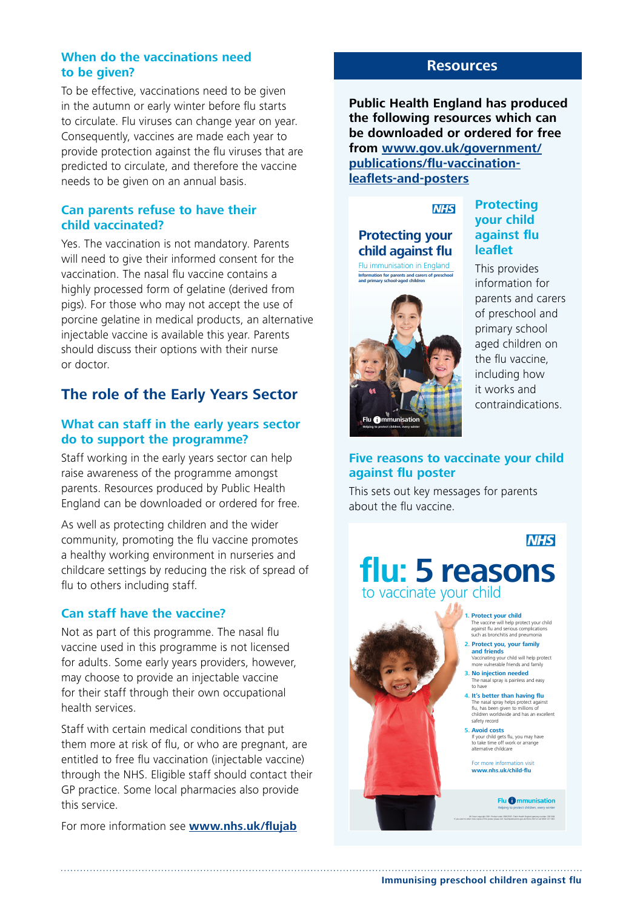### When do the vaccinations need to be given?

To be effective, vaccinations need to be given in the autumn or early winter before flu starts to circulate. Flu viruses can change year on year. Consequently, vaccines are made each year to provide protection against the flu viruses that are predicted to circulate, and therefore the vaccine needs to be given on an annual basis.

### Can parents refuse to have their child vaccinated?

Yes. The vaccination is not mandatory. Parents will need to give their informed consent for the vaccination. The nasal flu vaccine contains a highly processed form of gelatine (derived from pigs). For those who may not accept the use of porcine gelatine in medical products, an alternative injectable vaccine is available this year. Parents should discuss their options with their nurse or doctor.

## The role of the Early Years Sector

### What can staff in the early years sector do to support the programme?

Staff working in the early years sector can help raise awareness of the programme amongst parents. Resources produced by Public Health England can be downloaded or ordered for free.

As well as protecting children and the wider community, promoting the flu vaccine promotes a healthy working environment in nurseries and childcare settings by reducing the risk of spread of flu to others including staff.

### Can staff have the vaccine?

Not as part of this programme. The nasal flu vaccine used in this programme is not licensed for adults. Some early years providers, however, may choose to provide an injectable vaccine for their staff through their own occupational health services.

Staff with certain medical conditions that put them more at risk of flu, or who are pregnant, are entitled to free flu vaccination (injectable vaccine) through the NHS. Eligible staff should contact their GP practice. Some local pharmacies also provide this service.

For more information see **www.nhs.uk/flujab**

## Resources

**Public Health England has produced the following resources which can be downloaded or ordered for free from www.gov.uk/government/publications/flu-vaccination-leaflets-and-posters**

### Protecting your child against flu leaflet

This provides information for parents and carers of preschool and primary school aged children on the flu vaccine, including how it works and contraindications.

### Five reasons to vaccinate your child against flu poster

This sets out key messages for parents about the flu vaccine.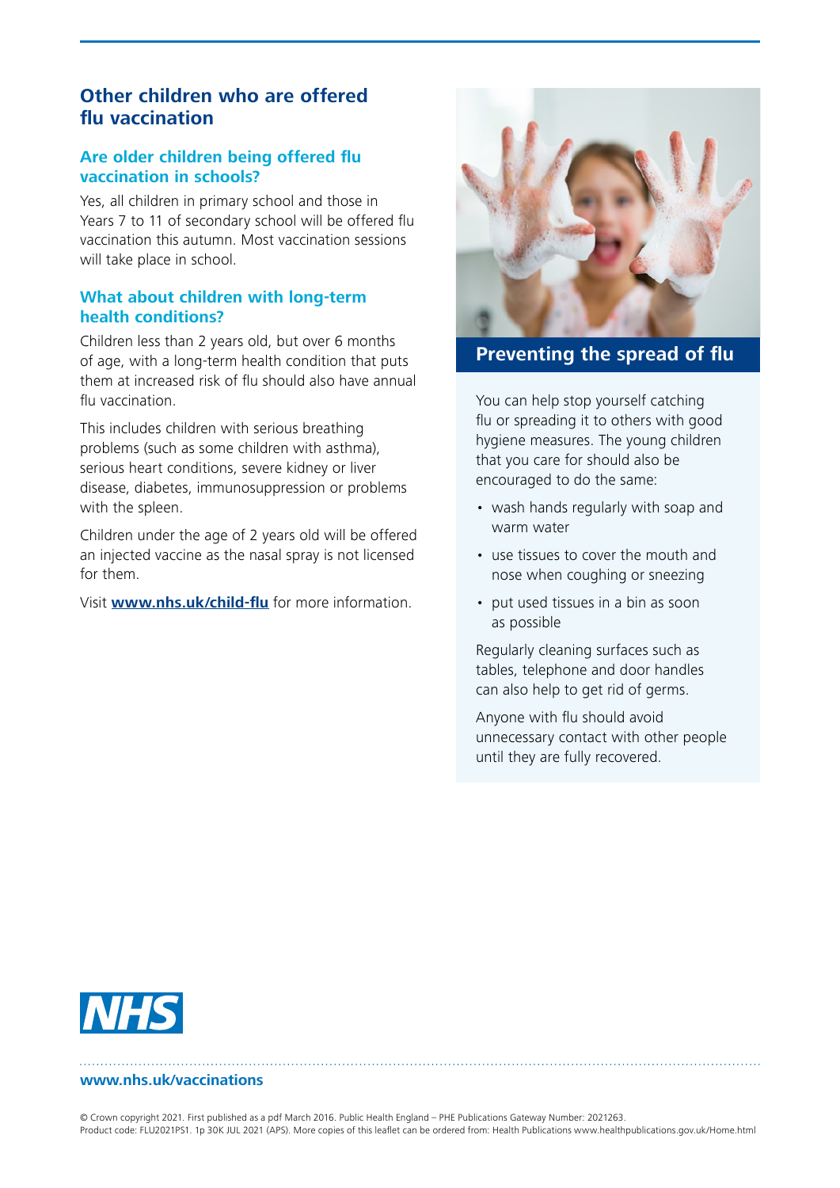## Other children who are offered flu vaccination

### Are older children being offered flu vaccination in schools?

Yes, all children in primary school and those in Years 7 to 11 of secondary school will be offered flu vaccination this autumn. Most vaccination sessions will take place in school.

### What about children with long-term health conditions?

Children less than 2 years old, but over 6 months of age, with a long-term health condition that puts them at increased risk of flu should also have annual flu vaccination.

This includes children with serious breathing problems (such as some children with asthma), serious heart conditions, severe kidney or liver disease, diabetes, immunosuppression or problems with the spleen.

Children under the age of 2 years old will be offered an injected vaccine as the nasal spray is not licensed for them.

Visit **www.nhs.uk/child-flu** for more information.

## Preventing the spread of flu

You can help stop yourself catching flu or spreading it to others with good hygiene measures. The young children that you care for should also be encouraged to do the same:

- wash hands regularly with soap and warm water
- use tissues to cover the mouth and nose when coughing or sneezing
- put used tissues in a bin as soon as possible

Regularly cleaning surfaces such as tables, telephone and door handles can also help to get rid of germs.

Anyone with flu should avoid unnecessary contact with other people until they are fully recovered.

NHS

**www.nhs.uk/vaccinations**

© Crown copyright 2021. First published as a pdf March 2016. Public Health England – PHE Publications Gateway Number: 2021263.
Product code: FLU2021PS1. 1p 30K JUL 2021 (APS). More copies of this leaflet can be ordered from: Health Publications www.healthpublications.gov.uk/Home.html